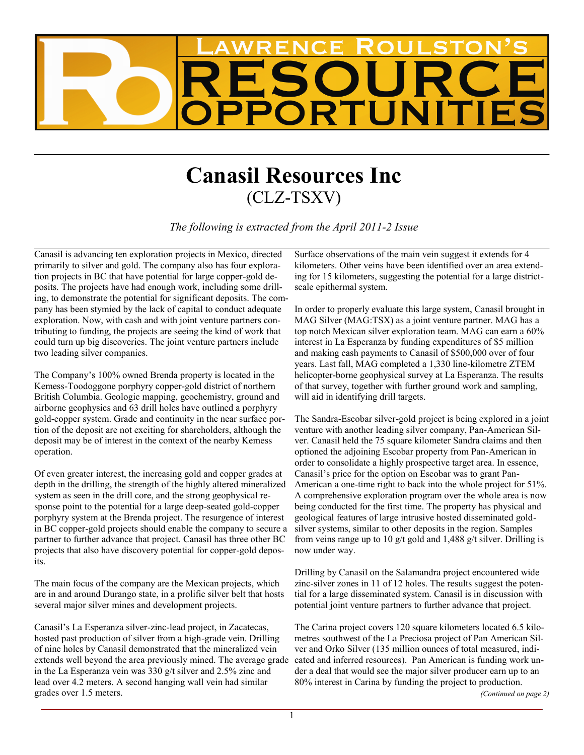# Lawrence Roulston's RESOURCE OPPORTUNITIES

# Canasil Resources Inc
## (CLZ-TSXV)

*The following is extracted from the April 2011-2 Issue*

Canasil is advancing ten exploration projects in Mexico, directed primarily to silver and gold. The company also has four exploration projects in BC that have potential for large copper-gold deposits. The projects have had enough work, including some drilling, to demonstrate the potential for significant deposits. The company has been stymied by the lack of capital to conduct adequate exploration. Now, with cash and with joint venture partners contributing to funding, the projects are seeing the kind of work that could turn up big discoveries. The joint venture partners include two leading silver companies.

The Company's 100% owned Brenda property is located in the Kemess-Toodoggone porphyry copper-gold district of northern British Columbia. Geologic mapping, geochemistry, ground and airborne geophysics and 63 drill holes have outlined a porphyry gold-copper system. Grade and continuity in the near surface portion of the deposit are not exciting for shareholders, although the deposit may be of interest in the context of the nearby Kemess operation.

Of even greater interest, the increasing gold and copper grades at depth in the drilling, the strength of the highly altered mineralized system as seen in the drill core, and the strong geophysical response point to the potential for a large deep-seated gold-copper porphyry system at the Brenda project. The resurgence of interest in BC copper-gold projects should enable the company to secure a partner to further advance that project. Canasil has three other BC projects that also have discovery potential for copper-gold deposits.

The main focus of the company are the Mexican projects, which are in and around Durango state, in a prolific silver belt that hosts several major silver mines and development projects.

Canasil's La Esperanza silver-zinc-lead project, in Zacatecas, hosted past production of silver from a high-grade vein. Drilling of nine holes by Canasil demonstrated that the mineralized vein extends well beyond the area previously mined. The average grade in the La Esperanza vein was 330 g/t silver and 2.5% zinc and lead over 4.2 meters. A second hanging wall vein had similar grades over 1.5 meters.

Surface observations of the main vein suggest it extends for 4 kilometers. Other veins have been identified over an area extending for 15 kilometers, suggesting the potential for a large district-scale epithermal system.

In order to properly evaluate this large system, Canasil brought in MAG Silver (MAG:TSX) as a joint venture partner. MAG has a top notch Mexican silver exploration team. MAG can earn a 60% interest in La Esperanza by funding expenditures of $5 million and making cash payments to Canasil of $500,000 over of four years. Last fall, MAG completed a 1,330 line-kilometre ZTEM helicopter-borne geophysical survey at La Esperanza. The results of that survey, together with further ground work and sampling, will aid in identifying drill targets.

The Sandra-Escobar silver-gold project is being explored in a joint venture with another leading silver company, Pan-American Silver. Canasil held the 75 square kilometer Sandra claims and then optioned the adjoining Escobar property from Pan-American in order to consolidate a highly prospective target area. In essence, Canasil's price for the option on Escobar was to grant Pan-American a one-time right to back into the whole project for 51%. A comprehensive exploration program over the whole area is now being conducted for the first time. The property has physical and geological features of large intrusive hosted disseminated gold-silver systems, similar to other deposits in the region. Samples from veins range up to 10 g/t gold and 1,488 g/t silver. Drilling is now under way.

Drilling by Canasil on the Salamandra project encountered wide zinc-silver zones in 11 of 12 holes. The results suggest the potential for a large disseminated system. Canasil is in discussion with potential joint venture partners to further advance that project.

The Carina project covers 120 square kilometers located 6.5 kilometres southwest of the La Preciosa project of Pan American Silver and Orko Silver (135 million ounces of total measured, indicated and inferred resources). Pan American is funding work under a deal that would see the major silver producer earn up to an 80% interest in Carina by funding the project to production.

*(Continued on page 2)*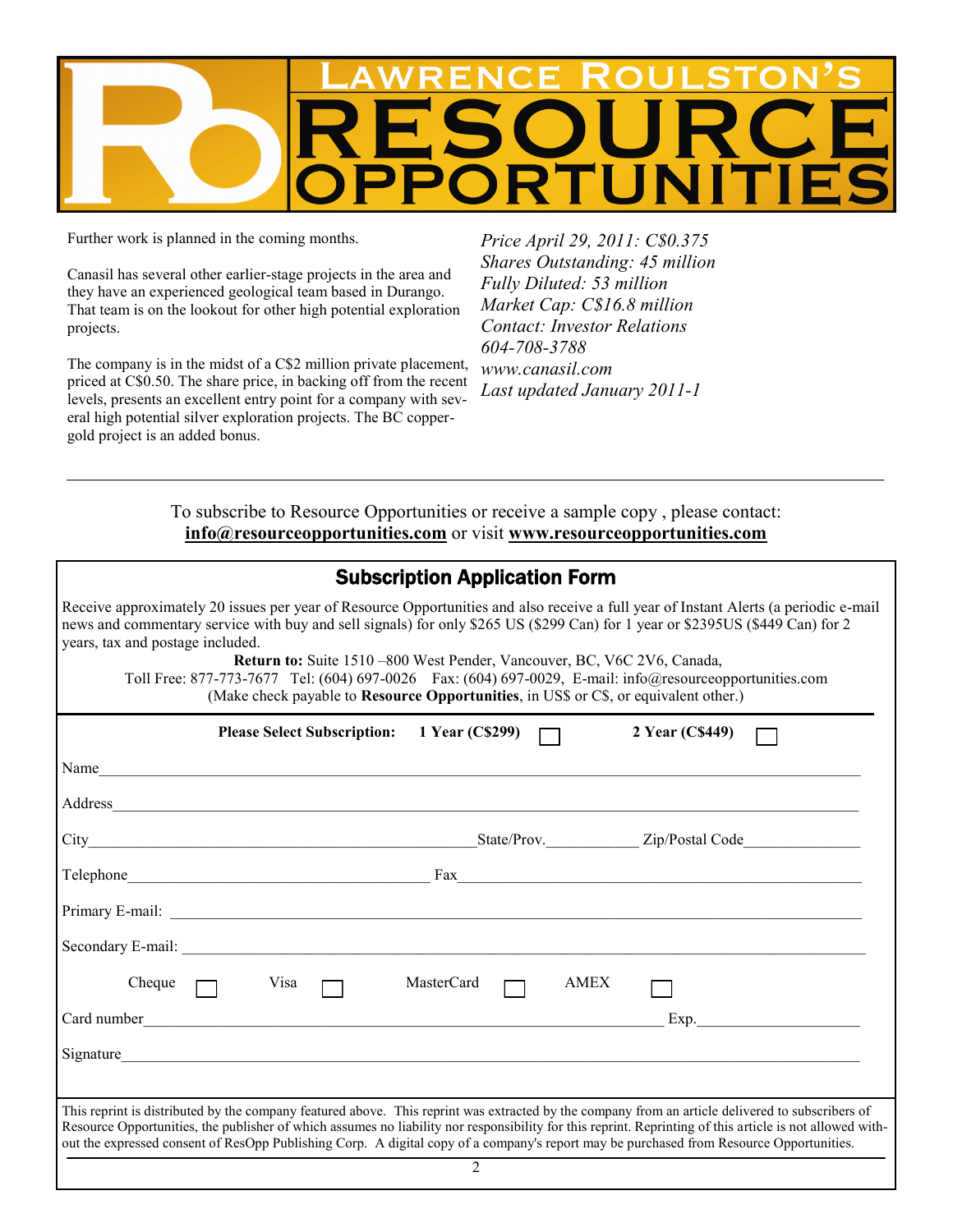# Lawrence Roulston's RESOURCE OPPORTUNITIES

Further work is planned in the coming months.

Canasil has several other earlier-stage projects in the area and they have an experienced geological team based in Durango. That team is on the lookout for other high potential exploration projects.

The company is in the midst of a C$2 million private placement, priced at C$0.50. The share price, in backing off from the recent levels, presents an excellent entry point for a company with several high potential silver exploration projects. The BC copper-gold project is an added bonus.

*Price April 29, 2011: C$0.375*
*Shares Outstanding: 45 million*
*Fully Diluted: 53 million*
*Market Cap: C$16.8 million*
*Contact: Investor Relations*
*604-708-3788*
*www.canasil.com*
*Last updated January 2011-1*

---

To subscribe to Resource Opportunities or receive a sample copy , please contact:
**info@resourceopportunities.com** or visit **www.resourceopportunities.com**

## Subscription Application Form

Receive approximately 20 issues per year of Resource Opportunities and also receive a full year of Instant Alerts (a periodic e-mail news and commentary service with buy and sell signals) for only $265 US ($299 Can) for 1 year or $2395US ($449 Can) for 2 years, tax and postage included.

**Return to:** Suite 1510 –800 West Pender, Vancouver, BC, V6C 2V6, Canada,
Toll Free: 877-773-7677 Tel: (604) 697-0026 Fax: (604) 697-0029, E-mail: info@resourceopportunities.com
(Make check payable to **Resource Opportunities**, in US$ or C$, or equivalent other.)

**Please Select Subscription:** **1 Year (C$299)** ☐ **2 Year (C$449)** ☐

Name\_\_\_\_\_\_\_\_\_\_\_\_\_\_\_\_\_\_\_\_\_\_\_\_\_\_\_\_\_\_\_\_\_\_\_\_\_\_\_\_

Address\_\_\_\_\_\_\_\_\_\_\_\_\_\_\_\_\_\_\_\_\_\_\_\_\_\_\_\_\_\_\_\_\_\_\_\_\_\_\_\_

City\_\_\_\_\_\_\_\_\_\_\_\_\_\_\_\_\_\_\_\_ State/Prov.\_\_\_\_\_\_\_\_\_\_ Zip/Postal Code\_\_\_\_\_\_\_\_\_\_

Telephone\_\_\_\_\_\_\_\_\_\_\_\_\_\_\_\_\_\_\_\_ Fax\_\_\_\_\_\_\_\_\_\_\_\_\_\_\_\_\_\_\_\_

Primary E-mail: \_\_\_\_\_\_\_\_\_\_\_\_\_\_\_\_\_\_\_\_\_\_\_\_\_\_\_\_\_\_\_\_\_\_\_\_\_\_\_\_

Secondary E-mail: \_\_\_\_\_\_\_\_\_\_\_\_\_\_\_\_\_\_\_\_\_\_\_\_\_\_\_\_\_\_\_\_\_\_\_\_\_\_\_\_

Cheque ☐ Visa ☐ MasterCard ☐ AMEX ☐

Card number\_\_\_\_\_\_\_\_\_\_\_\_\_\_\_\_\_\_\_\_\_\_\_\_\_\_\_\_\_\_ Exp.\_\_\_\_\_\_\_\_\_\_

Signature\_\_\_\_\_\_\_\_\_\_\_\_\_\_\_\_\_\_\_\_\_\_\_\_\_\_\_\_\_\_\_\_\_\_\_\_\_\_\_\_

This reprint is distributed by the company featured above. This reprint was extracted by the company from an article delivered to subscribers of Resource Opportunities, the publisher of which assumes no liability nor responsibility for this reprint. Reprinting of this article is not allowed without the expressed consent of ResOpp Publishing Corp. A digital copy of a company's report may be purchased from Resource Opportunities.